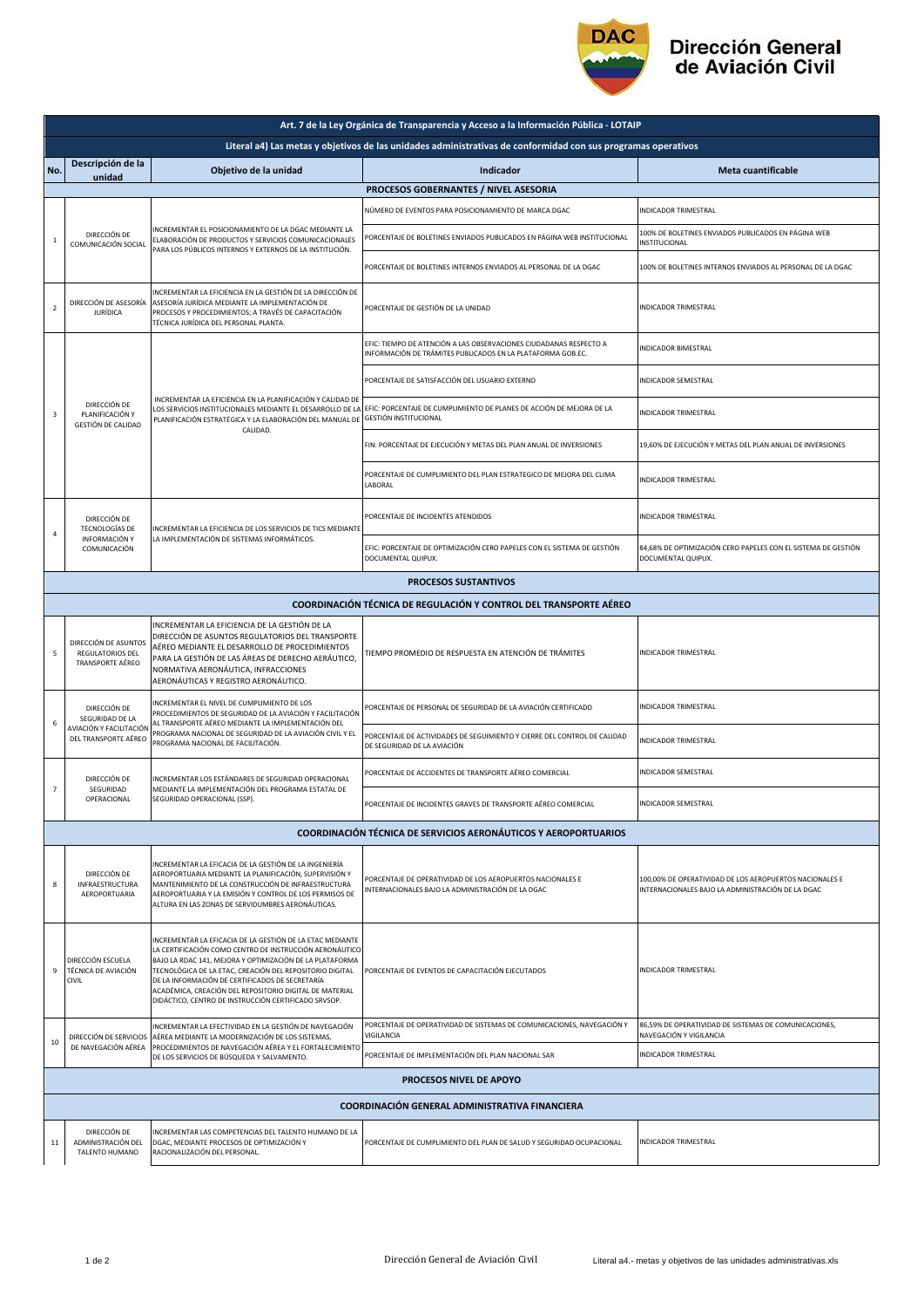# Dirección General de Aviación Civil

| Art. 7 de la Ley Orgánica de Transparencia y Acceso a la Información Pública - LOTAIP | | | | |
|---|---|---|---|---|
| **Literal a4) Las metas y objetivos de las unidades administrativas de conformidad con sus programas operativos** | | | | |
| **No.** | **Descripción de la unidad** | **Objetivo de la unidad** | **Indicador** | **Meta cuantificable** |
| **PROCESOS GOBERNANTES / NIVEL ASESORIA** | | | | |
| 1 | DIRECCIÓN DE COMUNICACIÓN SOCIAL | INCREMENTAR EL POSICIONAMIENTO DE LA DGAC MEDIANTE LA ELABORACIÓN DE PRODUCTOS Y SERVICIOS COMUNICACIONALES PARA LOS PÚBLICOS INTERNOS Y EXTERNOS DE LA INSTITUCIÓN. | NÚMERO DE EVENTOS PARA POSICIONAMIENTO DE MARCA DGAC | INDICADOR TRIMESTRAL |
| | | | PORCENTAJE DE BOLETINES ENVIADOS PUBLICADOS EN PÁGINA WEB INSTITUCIONAL | 100% DE BOLETINES ENVIADOS PUBLICADOS EN PÁGINA WEB INSTITUCIONAL |
| | | | PORCENTAJE DE BOLETINES INTERNOS ENVIADOS AL PERSONAL DE LA DGAC | 100% DE BOLETINES INTERNOS ENVIADOS AL PERSONAL DE LA DGAC |
| 2 | DIRECCIÓN DE ASESORÍA JURÍDICA | INCREMENTAR LA EFICIENCIA EN LA GESTIÓN DE LA DIRECCIÓN DE ASESORÍA JURÍDICA MEDIANTE LA IMPLEMENTACIÓN DE PROCESOS Y PROCEDIMIENTOS; A TRAVÉS DE CAPACITACIÓN TÉCNICA JURÍDICA DEL PERSONAL PLANTA. | PORCENTAJE DE GESTIÓN DE LA UNIDAD | INDICADOR TRIMESTRAL |
| 3 | DIRECCIÓN DE PLANIFICACIÓN Y GESTIÓN DE CALIDAD | INCREMENTAR LA EFICIENCIA EN LA PLANIFICACIÓN Y CALIDAD DE LOS SERVICIOS INSTITUCIONALES MEDIANTE EL DESARROLLO DE LA PLANIFICACIÓN ESTRATÉGICA Y LA ELABORACIÓN DEL MANUAL DE CALIDAD. | EFIC: TIEMPO DE ATENCIÓN A LAS OBSERVACIONES CIUDADANAS RESPECTO A INFORMACIÓN DE TRÁMITES PUBLICADOS EN LA PLATAFORMA GOB.EC. | INDICADOR BIMESTRAL |
| | | | PORCENTAJE DE SATISFACCIÓN DEL USUARIO EXTERNO | INDICADOR SEMESTRAL |
| | | | EFIC: PORCENTAJE DE CUMPLIMIENTO DE PLANES DE ACCIÓN DE MEJORA DE LA GESTIÓN INSTITUCIONAL | INDICADOR TRIMESTRAL |
| | | | FIN: PORCENTAJE DE EJECUCIÓN Y METAS DEL PLAN ANUAL DE INVERSIONES | 19,60% DE EJECUCIÓN Y METAS DEL PLAN ANUAL DE INVERSIONES |
| | | | PORCENTAJE DE CUMPLIMIENTO DEL PLAN ESTRATEGICO DE MEJORA DEL CLIMA LABORAL | INDICADOR TRIMESTRAL |
| 4 | DIRECCIÓN DE TECNOLOGÍAS DE INFORMACIÓN Y COMUNICACIÓN | INCREMENTAR LA EFICIENCIA DE LOS SERVICIOS DE TICS MEDIANTE LA IMPLEMENTACIÓN DE SISTEMAS INFORMÁTICOS. | PORCENTAJE DE INCIDENTES ATENDIDOS | INDICADOR TRIMESTRAL |
| | | | EFIC: PORCENTAJE DE OPTIMIZACIÓN CERO PAPELES CON EL SISTEMA DE GESTIÓN DOCUMENTAL QUIPUX. | 84,68% DE OPTIMIZACIÓN CERO PAPELES CON EL SISTEMA DE GESTIÓN DOCUMENTAL QUIPUX. |
| **PROCESOS SUSTANTIVOS** | | | | |
| **COORDINACIÓN TÉCNICA DE REGULACIÓN Y CONTROL DEL TRANSPORTE AÉREO** | | | | |
| 5 | DIRECCIÓN DE ASUNTOS REGULATORIOS DEL TRANSPORTE AÉREO | INCREMENTAR LA EFICIENCIA DE LA GESTIÓN DE LA DIRECCIÓN DE ASUNTOS REGULATORIOS DEL TRANSPORTE AÉREO MEDIANTE EL DESARROLLO DE PROCEDIMIENTOS PARA LA GESTIÓN DE LAS ÁREAS DE DERECHO AERÁUTICO, NORMATIVA AERONÁUTICA, INFRACCIONES AERONÁUTICAS Y REGISTRO AERONÁUTICO. | TIEMPO PROMEDIO DE RESPUESTA EN ATENCIÓN DE TRÁMITES | INDICADOR TRIMESTRAL |
| 6 | DIRECCIÓN DE SEGURIDAD DE LA AVIACIÓN Y FACILITACIÓN DEL TRANSPORTE AÉREO | INCREMENTAR EL NIVEL DE CUMPLIMIENTO DE LOS PROCEDIMIENTOS DE SEGURIDAD DE LA AVIACIÓN Y FACILITACIÓN AL TRANSPORTE AÉREO MEDIANTE LA IMPLEMENTACIÓN DEL PROGRAMA NACIONAL DE SEGURIDAD DE LA AVIACIÓN CIVIL Y EL PROGRAMA NACIONAL DE FACILITACIÓN. | PORCENTAJE DE PERSONAL DE SEGURIDAD DE LA AVIACIÓN CERTIFICADO | INDICADOR TRIMESTRAL |
| | | | PORCENTAJE DE ACTIVIDADES DE SEGUIMIENTO Y CIERRE DEL CONTROL DE CALIDAD DE SEGURIDAD DE LA AVIACIÓN | INDICADOR TRIMESTRAL |
| 7 | DIRECCIÓN DE SEGURIDAD OPERACIONAL | INCREMENTAR LOS ESTÁNDARES DE SEGURIDAD OPERACIONAL MEDIANTE LA IMPLEMENTACIÓN DEL PROGRAMA ESTATAL DE SEGURIDAD OPERACIONAL (SSP). | PORCENTAJE DE ACCIDENTES DE TRANSPORTE AÉREO COMERCIAL | INDICADOR SEMESTRAL |
| | | | PORCENTAJE DE INCIDENTES GRAVES DE TRANSPORTE AÉREO COMERCIAL | INDICADOR SEMESTRAL |
| **COORDINACIÓN TÉCNICA DE SERVICIOS AERONÁUTICOS Y AEROPORTUARIOS** | | | | |
| 8 | DIRECCIÓN DE INFRAESTRUCTURA AEROPORTUARIA | INCREMENTAR LA EFICACIA DE LA GESTIÓN DE LA INGENIERÍA AEROPORTUARIA MEDIANTE LA PLANIFICACIÓN, SUPERVISIÓN Y MANTENIMIENTO DE LA CONSTRUCCIÓN DE INFRAESTRUCTURA AEROPORTUARIA Y LA EMISIÓN Y CONTROL DE LOS PERMISOS DE ALTURA EN LAS ZONAS DE SERVIDUMBRES AERONÁUTICAS. | PORCENTAJE DE OPERATIVIDAD DE LOS AEROPUERTOS NACIONALES E INTERNACIONALES BAJO LA ADMINISTRACIÓN DE LA DGAC | 100,00% DE OPERATIVIDAD DE LOS AEROPUERTOS NACIONALES E INTERNACIONALES BAJO LA ADMINISTRACIÓN DE LA DGAC |
| 9 | DIRECCIÓN ESCUELA TÉCNICA DE AVIACIÓN CIVIL | INCREMENTAR LA EFICACIA DE LA GESTIÓN DE LA ETAC MEDIANTE LA CERTIFICACIÓN COMO CENTRO DE INSTRUCCIÓN AERONÁUTICO BAJO LA RDAC 141, MEJORA Y OPTIMIZACIÓN DE LA PLATAFORMA TECNOLÓGICA DE LA ETAC, CREACIÓN DEL REPOSITORIO DIGITAL DE LA INFORMACIÓN DE CERTIFICADOS DE SECRETARÍA ACADÉMICA, CREACIÓN DEL REPOSITORIO DIGITAL DE MATERIAL DIDÁCTICO, CENTRO DE INSTRUCCIÓN CERTIFICADO SRVSOP. | PORCENTAJE DE EVENTOS DE CAPACITACIÓN EJECUTADOS | INDICADOR TRIMESTRAL |
| 10 | DIRECCIÓN DE SERVICIOS DE NAVEGACIÓN AÉREA | INCREMENTAR LA EFECTIVIDAD EN LA GESTIÓN DE NAVEGACIÓN AÉREA MEDIANTE LA MODERNIZACIÓN DE LOS SISTEMAS, PROCEDIMIENTOS DE NAVEGACIÓN AÉREA Y EL FORTALECIMIENTO DE LOS SERVICIOS DE BÚSQUEDA Y SALVAMENTO. | PORCENTAJE DE OPERATIVIDAD DE SISTEMAS DE COMUNICACIONES, NAVEGACIÓN Y VIGILANCIA | 86,59% DE OPERATIVIDAD DE SISTEMAS DE COMUNICACIONES, NAVEGACIÓN Y VIGILANCIA |
| | | | PORCENTAJE DE IMPLEMENTACIÓN DEL PLAN NACIONAL SAR | INDICADOR TRIMESTRAL |
| **PROCESOS NIVEL DE APOYO** | | | | |
| **COORDINACIÓN GENERAL ADMINISTRATIVA FINANCIERA** | | | | |
| 11 | DIRECCIÓN DE ADMINISTRACIÓN DEL TALENTO HUMANO | INCREMENTAR LAS COMPETENCIAS DEL TALENTO HUMANO DE LA DGAC, MEDIANTE PROCESOS DE OPTIMIZACIÓN Y RACIONALIZACIÓN DEL PERSONAL. | PORCENTAJE DE CUMPLIMIENTO DEL PLAN DE SALUD Y SEGURIDAD OCUPACIONAL | INDICADOR TRIMESTRAL |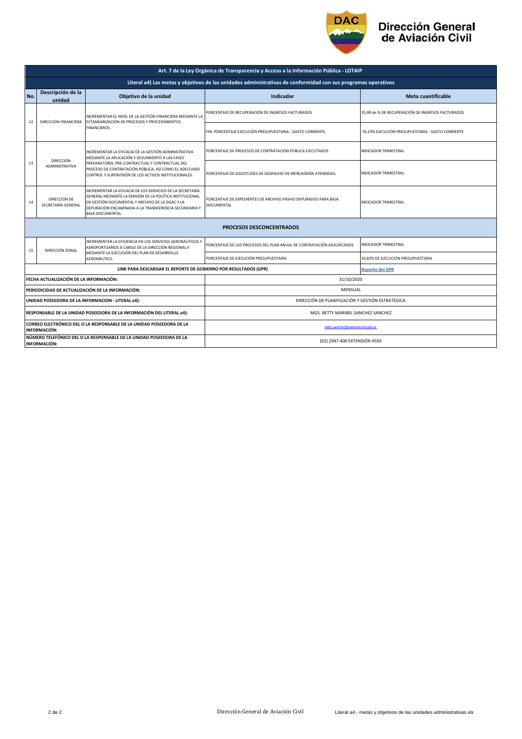# Dirección General de Aviación Civil

| Art. 7 de la Ley Orgánica de Transparencia y Acceso a la Información Pública - LOTAIP | | | | |
|---|---|---|---|---|
| Literal a4) Las metas y objetivos de las unidades administrativas de conformidad con sus programas operativos | | | | |
| **No.** | **Descripción de la unidad** | **Objetivo de la unidad** | **Indicador** | **Meta cuantificable** |
| 12 | DIRECCIÓN FINANCIERA | INCREMENTAR EL NIVEL DE LA GESTIÓN FINANCIERA MEDIANTE LA ESTANDARIZACIÓN DE PROCESOS Y PROCEDIMIENTOS FINANCIEROS. | PORCENTAJE DE RECUPERACIÓN DE INGRESOS FACTURADOS | 35,98 de % DE RECUPERACIÓN DE INGRESOS FACTURADOS |
| | | | FIN: PORCENTAJE EJECUCIÓN PRESUPUESTARIA - GASTO CORRIENTE. | 76,19% EJECUCIÓN PRESUPUESTARIA - GASTO CORRIENTE |
| 13 | DIRECCIÓN ADMINISTRATIVA | INCREMENTAR LA EFICACIA DE LA GESTIÓN ADMINISTRATIVA MEDIANTE LA APLICACIÓN Y SEGUIMIENTO A LAS FASES PREPARATORIA, PRE-CONTRACTUAL Y CONTRACTUAL DEL PROCESO DE CONTRATACIÓN PÚBLICA, ASÍ COMO EL ADECUADO CONTROL Y SUPERVISIÓN DE LOS ACTIVOS INSTITUCIONALES. | PORCENTAJE DE PROCESOS DE CONTRATACIÓN PÚBLICA EJECUTADOS | INDICADOR TRIMESTRAL |
| | | | PORCENTAJE DE SOLICITUDES DE DESPACHO DE MERCADERÍA ATENDIDAS. | INDICADOR TRIMESTRAL |
| 14 | DIRECCIÓN DE SECRETARÍA GENERAL | INCREMENTAR LA EFICACIA DE LOS SERVICIOS DE LA SECRETARÍA GENERAL MEDIANTE LA EMISIÓN DE LA POLÍTICA INSTITUCIONAL EN GESTIÓN DOCUMENTAL Y ARCHIVO DE LA DGAC Y LA DEPURACIÓN ENCAMINADA A LA TRANSFERENCIA SECUNDARIA Y BAJA DOCUMENTAL | PORCENTAJE DE EXPEDIENTES DE ARCHIVO PASIVO DEPURADOS PARA BAJA DOCUMENTAL | INDICADOR TRIMESTRAL |
| **PROCESOS DESCONCENTRADOS** | | | | |
| 15 | DIRECCIÓN ZONAL | INCREMENTAR LA EFICIENCIA EN LOS SERVICIOS AERONÁUTICOS Y AEROPORTUARIOS A CARGO DE LA DIRECCIÓN REGIONAL II MEDIANTE LA EJECUCIÓN DEL PLAN DE DESARROLLO AERONÁUTICO. | PORCENTAJE DE LOS PROCESOS DEL PLAN ANUAL DE CONTRATACIÓN ADJUDICADOS | INDICADOR TRIMESTRAL |
| | | | PORCENTAJE DE EJECUCIÓN PRESUPUESTARIA | 56,83% DE EJECUCIÓN PRESUPUESTARIA |
| **LINK PARA DESCARGAR EL REPORTE DE GOBIERNO POR RESULTADOS (GPR)** | | | | [Reporte del GPR] |
| **FECHA ACTUALIZACIÓN DE LA INFORMACIÓN:** | | | 31/10/2020 | |
| **PERIODICIDAD DE ACTUALIZACIÓN DE LA INFORMACIÓN:** | | | MENSUAL | |
| **UNIDAD POSEEDORA DE LA INFORMACION - LITERAL a4):** | | | DIRECCIÓN DE PLANIFICACIÓN Y GESTIÓN ESTRATÉGICA | |
| **RESPONSABLE DE LA UNIDAD POSEEDORA DE LA INFORMACIÓN DEL LITERAL a4):** | | | MGS. BETTY MARIBEL SANCHEZ SANCHEZ | |
| **CORREO ELECTRÓNICO DEL O LA RESPONSABLE DE LA UNIDAD POSEEDORA DE LA INFORMACIÓN:** | | | betty.sanchez@aviacioncivil.gob.ec | |
| **NÚMERO TELEFÓNICO DEL O LA RESPONSABLE DE LA UNIDAD POSEEDORA DE LA INFORMACIÓN:** | | | (02) 2947-400 EXTENSIÓN 4550 | |

Dirección General de Aviación Civil    Literal a4.- metas y objetivos de las unidades administrativas.xls